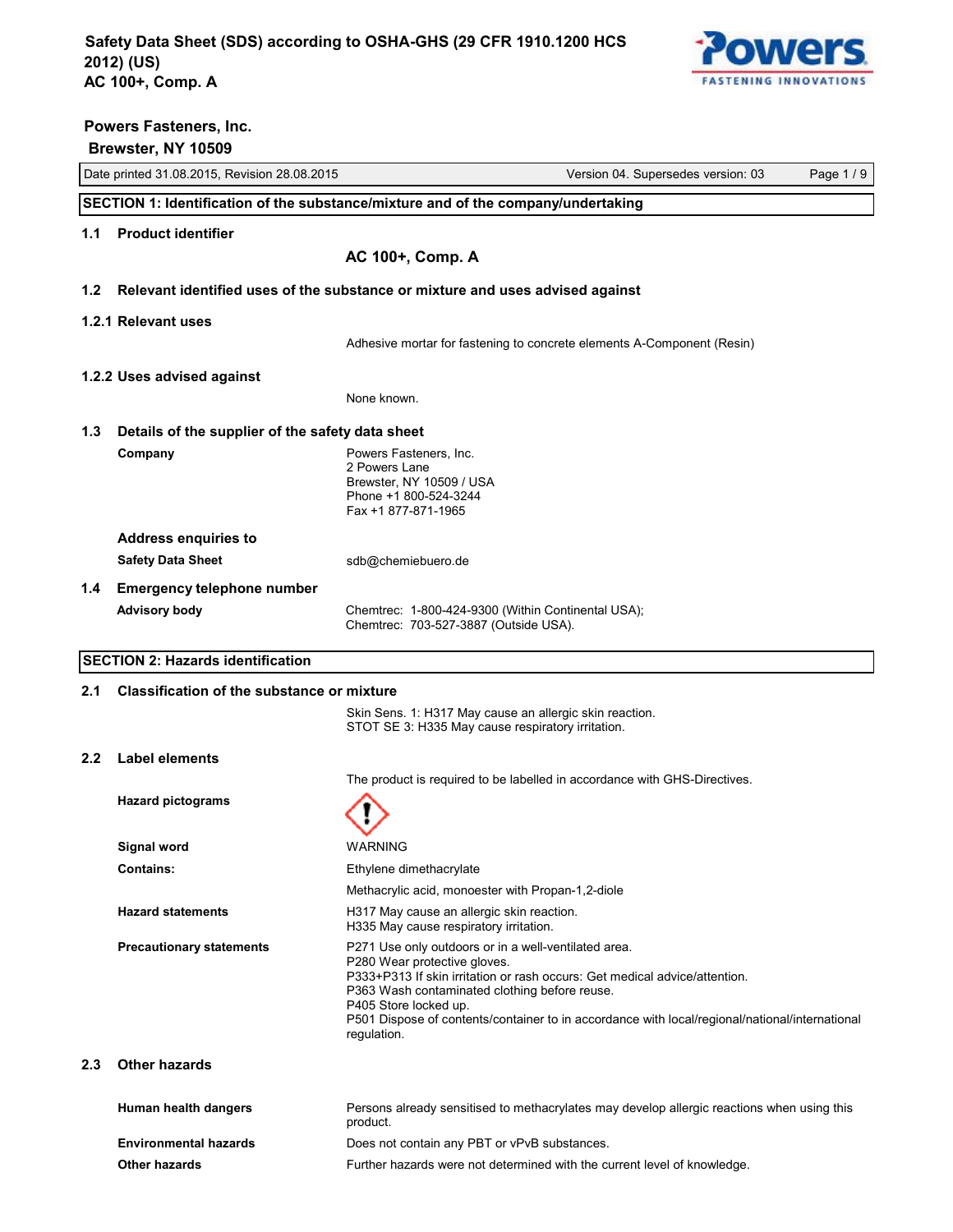# Safety Data Sheet (SDS) according to OSHA-GHS (29 CFR 1910.1200 HCS 2012) (US)
# AC 100+, Comp. A

**Powers Fasteners, Inc.**
**Brewster, NY 10509**

Date printed 31.08.2015, Revision 28.08.2015 | Version 04. Supersedes version: 03

## SECTION 1: Identification of the substance/mixture and of the company/undertaking

### 1.1 Product identifier

**AC 100+, Comp. A**

### 1.2 Relevant identified uses of the substance or mixture and uses advised against

#### 1.2.1 Relevant uses

Adhesive mortar for fastening to concrete elements A-Component (Resin)

#### 1.2.2 Uses advised against

None known.

### 1.3 Details of the supplier of the safety data sheet

**Company**

Powers Fasteners, Inc.
2 Powers Lane
Brewster, NY 10509 / USA
Phone +1 800-524-3244
Fax +1 877-871-1965

**Address enquiries to**

**Safety Data Sheet** sdb@chemiebuero.de

### 1.4 Emergency telephone number

**Advisory body**

Chemtrec: 1-800-424-9300 (Within Continental USA);
Chemtrec: 703-527-3887 (Outside USA).

## SECTION 2: Hazards identification

### 2.1 Classification of the substance or mixture

Skin Sens. 1: H317 May cause an allergic skin reaction.
STOT SE 3: H335 May cause respiratory irritation.

### 2.2 Label elements

The product is required to be labelled in accordance with GHS-Directives.

**Hazard pictograms**

**Signal word** WARNING

**Contains:** Ethylene dimethacrylate

Methacrylic acid, monoester with Propan-1,2-diole

**Hazard statements**

H317 May cause an allergic skin reaction.
H335 May cause respiratory irritation.

**Precautionary statements**

P271 Use only outdoors or in a well-ventilated area.
P280 Wear protective gloves.
P333+P313 If skin irritation or rash occurs: Get medical advice/attention.
P363 Wash contaminated clothing before reuse.
P405 Store locked up.
P501 Dispose of contents/container to in accordance with local/regional/national/international regulation.

### 2.3 Other hazards

**Human health dangers** Persons already sensitised to methacrylates may develop allergic reactions when using this product.

**Environmental hazards** Does not contain any PBT or vPvB substances.

**Other hazards** Further hazards were not determined with the current level of knowledge.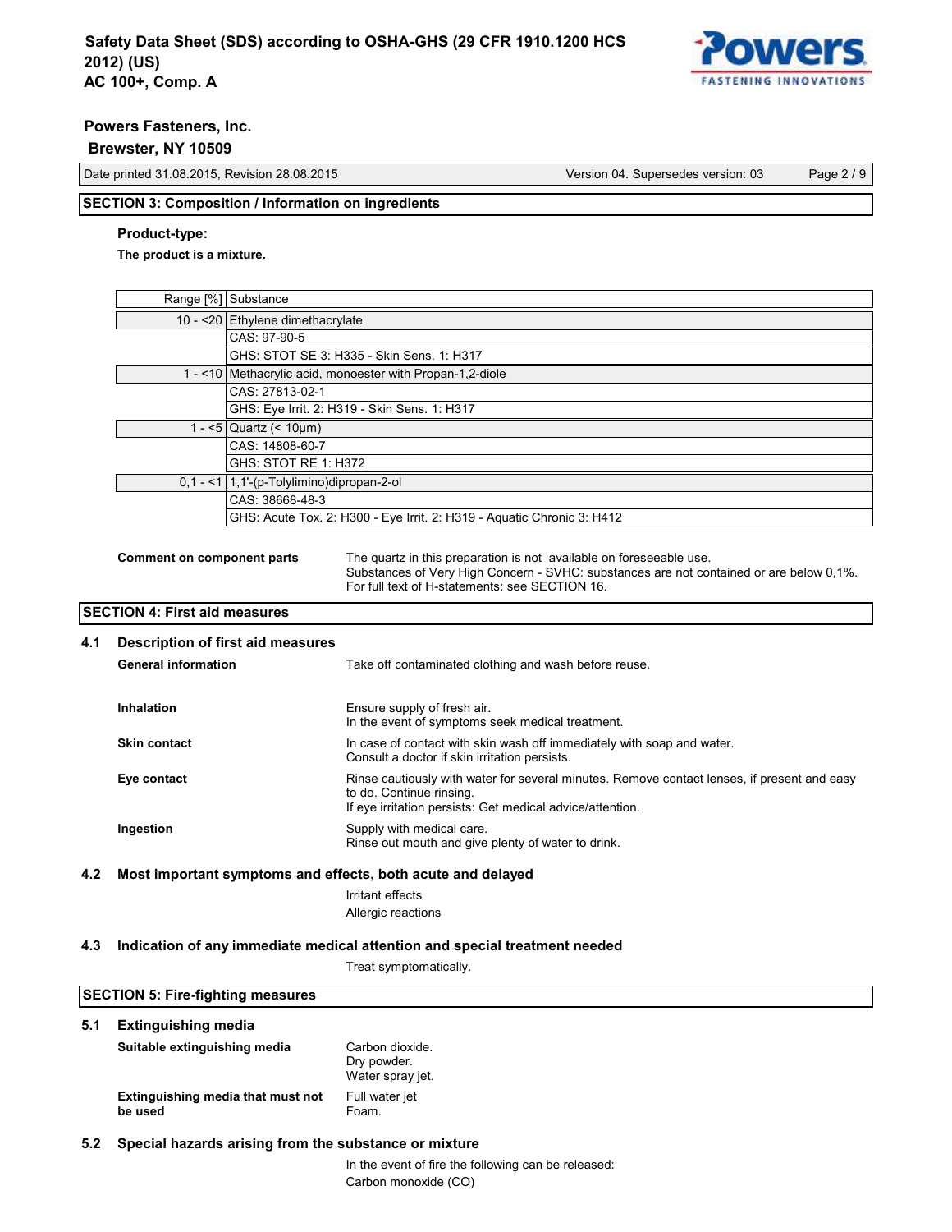## SECTION 3: Composition / Information on ingredients

**Product-type:**

**The product is a mixture.**

| Range [%] | Substance |
|---|---|
| 10 - <20 | Ethylene dimethacrylate |
| | CAS: 97-90-5 |
| | GHS: STOT SE 3: H335 - Skin Sens. 1: H317 |
| 1 - <10 | Methacrylic acid, monoester with Propan-1,2-diole |
| | CAS: 27813-02-1 |
| | GHS: Eye Irrit. 2: H319 - Skin Sens. 1: H317 |
| 1 - <5 | Quartz (< 10µm) |
| | CAS: 14808-60-7 |
| | GHS: STOT RE 1: H372 |
| 0,1 - <1 | 1,1'-(p-Tolylimino)dipropan-2-ol |
| | CAS: 38668-48-3 |
| | GHS: Acute Tox. 2: H300 - Eye Irrit. 2: H319 - Aquatic Chronic 3: H412 |

**Comment on component parts**

The quartz in this preparation is not available on foreseeable use.
Substances of Very High Concern - SVHC: substances are not contained or are below 0,1%.
For full text of H-statements: see SECTION 16.

## SECTION 4: First aid measures

### 4.1 Description of first aid measures

**General information**

Take off contaminated clothing and wash before reuse.

**Inhalation**

Ensure supply of fresh air.
In the event of symptoms seek medical treatment.

**Skin contact**

In case of contact with skin wash off immediately with soap and water.
Consult a doctor if skin irritation persists.

**Eye contact**

Rinse cautiously with water for several minutes. Remove contact lenses, if present and easy to do. Continue rinsing.
If eye irritation persists: Get medical advice/attention.

**Ingestion**

Supply with medical care.
Rinse out mouth and give plenty of water to drink.

### 4.2 Most important symptoms and effects, both acute and delayed

Irritant effects
Allergic reactions

### 4.3 Indication of any immediate medical attention and special treatment needed

Treat symptomatically.

## SECTION 5: Fire-fighting measures

### 5.1 Extinguishing media

**Suitable extinguishing media**

Carbon dioxide.
Dry powder.
Water spray jet.

**Extinguishing media that must not be used**

Full water jet
Foam.

### 5.2 Special hazards arising from the substance or mixture

In the event of fire the following can be released:
Carbon monoxide (CO)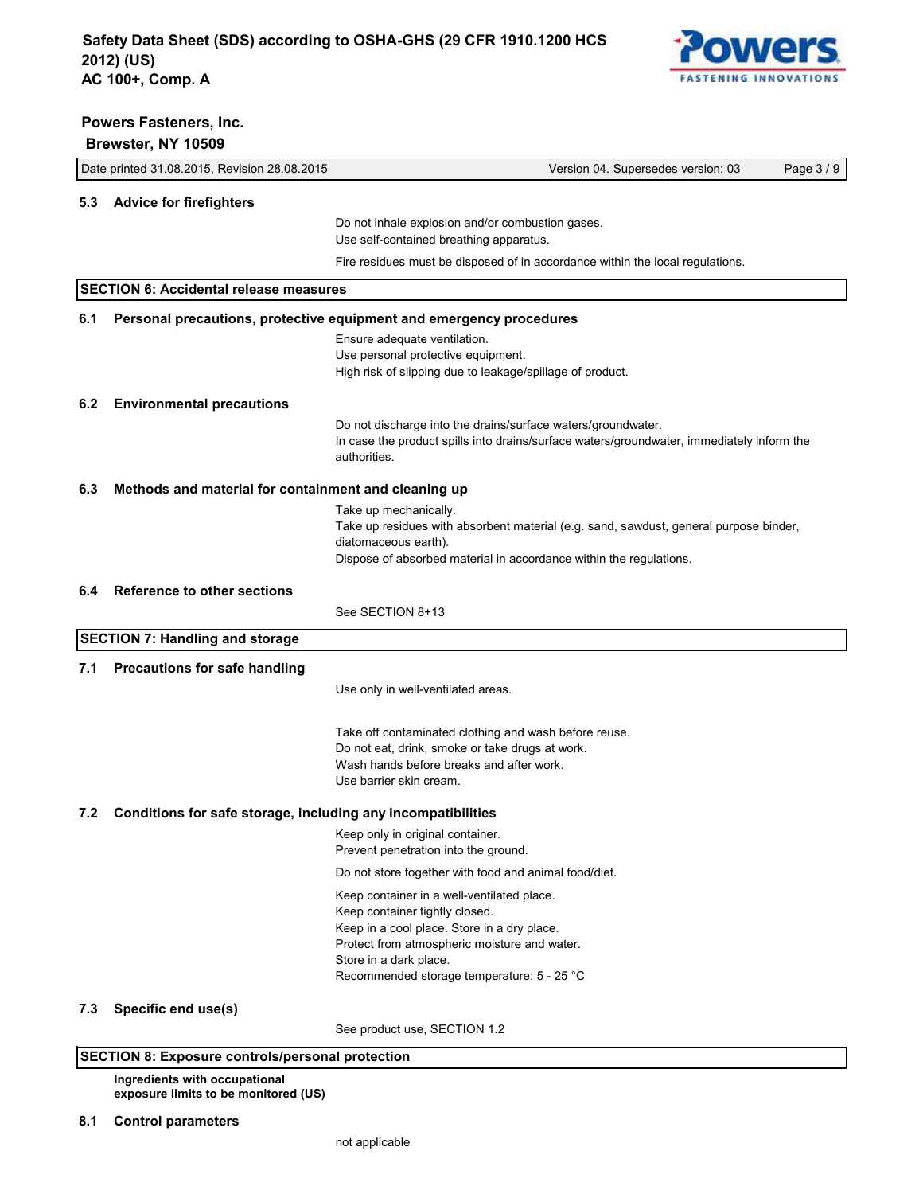### 5.3 Advice for firefighters

Do not inhale explosion and/or combustion gases.
Use self-contained breathing apparatus.

Fire residues must be disposed of in accordance within the local regulations.

## SECTION 6: Accidental release measures

### 6.1 Personal precautions, protective equipment and emergency procedures

Ensure adequate ventilation.
Use personal protective equipment.
High risk of slipping due to leakage/spillage of product.

### 6.2 Environmental precautions

Do not discharge into the drains/surface waters/groundwater.
In case the product spills into drains/surface waters/groundwater, immediately inform the authorities.

### 6.3 Methods and material for containment and cleaning up

Take up mechanically.
Take up residues with absorbent material (e.g. sand, sawdust, general purpose binder, diatomaceous earth).
Dispose of absorbed material in accordance within the regulations.

### 6.4 Reference to other sections

See SECTION 8+13

## SECTION 7: Handling and storage

### 7.1 Precautions for safe handling

Use only in well-ventilated areas.

Take off contaminated clothing and wash before reuse.
Do not eat, drink, smoke or take drugs at work.
Wash hands before breaks and after work.
Use barrier skin cream.

### 7.2 Conditions for safe storage, including any incompatibilities

Keep only in original container.
Prevent penetration into the ground.

Do not store together with food and animal food/diet.

Keep container in a well-ventilated place.
Keep container tightly closed.
Keep in a cool place. Store in a dry place.
Protect from atmospheric moisture and water.
Store in a dark place.
Recommended storage temperature: 5 - 25 °C

### 7.3 Specific end use(s)

See product use, SECTION 1.2

## SECTION 8: Exposure controls/personal protection

**Ingredients with occupational exposure limits to be monitored (US)**

### 8.1 Control parameters

not applicable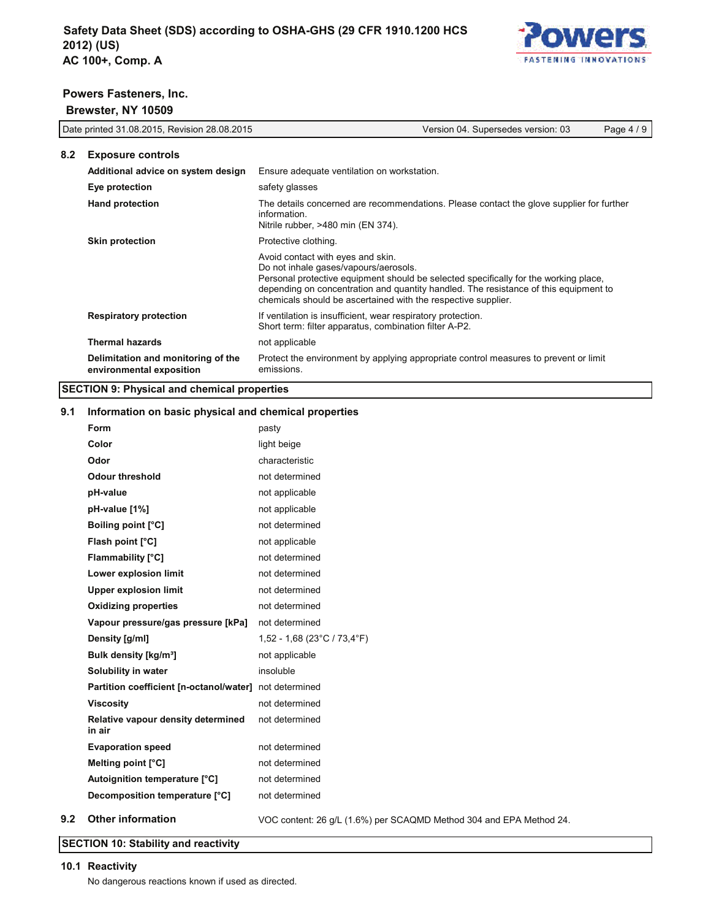### 8.2 Exposure controls

| | |
|---|---|
| **Additional advice on system design** | Ensure adequate ventilation on workstation. |
| **Eye protection** | safety glasses |
| **Hand protection** | The details concerned are recommendations. Please contact the glove supplier for further information.<br>Nitrile rubber, >480 min (EN 374). |
| **Skin protection** | Protective clothing. |
| | Avoid contact with eyes and skin.<br>Do not inhale gases/vapours/aerosols.<br>Personal protective equipment should be selected specifically for the working place, depending on concentration and quantity handled. The resistance of this equipment to chemicals should be ascertained with the respective supplier. |
| **Respiratory protection** | If ventilation is insufficient, wear respiratory protection.<br>Short term: filter apparatus, combination filter A-P2. |
| **Thermal hazards** | not applicable |
| **Delimitation and monitoring of the environmental exposition** | Protect the environment by applying appropriate control measures to prevent or limit emissions. |

## SECTION 9: Physical and chemical properties

### 9.1 Information on basic physical and chemical properties

| | |
|---|---|
| **Form** | pasty |
| **Color** | light beige |
| **Odor** | characteristic |
| **Odour threshold** | not determined |
| **pH-value** | not applicable |
| **pH-value [1%]** | not applicable |
| **Boiling point [°C]** | not determined |
| **Flash point [°C]** | not applicable |
| **Flammability [°C]** | not determined |
| **Lower explosion limit** | not determined |
| **Upper explosion limit** | not determined |
| **Oxidizing properties** | not determined |
| **Vapour pressure/gas pressure [kPa]** | not determined |
| **Density [g/ml]** | 1,52 - 1,68 (23°C / 73,4°F) |
| **Bulk density [kg/m³]** | not applicable |
| **Solubility in water** | insoluble |
| **Partition coefficient [n-octanol/water]** | not determined |
| **Viscosity** | not determined |
| **Relative vapour density determined in air** | not determined |
| **Evaporation speed** | not determined |
| **Melting point [°C]** | not determined |
| **Autoignition temperature [°C]** | not determined |
| **Decomposition temperature [°C]** | not determined |

### 9.2 Other information

VOC content: 26 g/L (1.6%) per SCAQMD Method 304 and EPA Method 24.

## SECTION 10: Stability and reactivity

### 10.1 Reactivity

No dangerous reactions known if used as directed.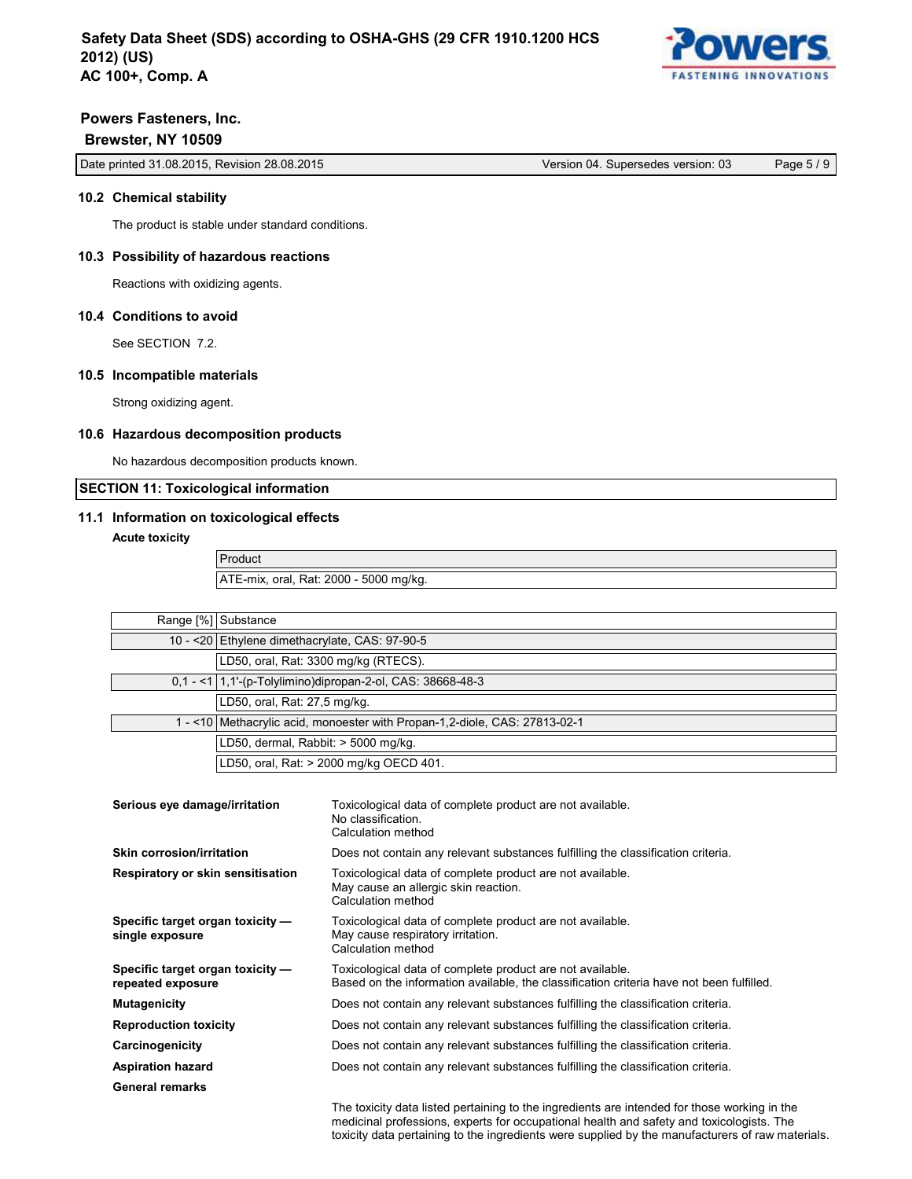### 10.2 Chemical stability

The product is stable under standard conditions.

### 10.3 Possibility of hazardous reactions

Reactions with oxidizing agents.

### 10.4 Conditions to avoid

See SECTION 7.2.

### 10.5 Incompatible materials

Strong oxidizing agent.

### 10.6 Hazardous decomposition products

No hazardous decomposition products known.

## SECTION 11: Toxicological information

### 11.1 Information on toxicological effects

**Acute toxicity**

| Product |
|---|
| ATE-mix, oral, Rat: 2000 - 5000 mg/kg. |

| Range [%] | Substance |
|---|---|
| 10 - <20 | Ethylene dimethacrylate, CAS: 97-90-5 |
| | LD50, oral, Rat: 3300 mg/kg (RTECS). |
| 0,1 - <1 | 1,1'-(p-Tolylimino)dipropan-2-ol, CAS: 38668-48-3 |
| | LD50, oral, Rat: 27,5 mg/kg. |
| 1 - <10 | Methacrylic acid, monoester with Propan-1,2-diole, CAS: 27813-02-1 |
| | LD50, dermal, Rabbit: > 5000 mg/kg. |
| | LD50, oral, Rat: > 2000 mg/kg OECD 401. |

**Serious eye damage/irritation**
Toxicological data of complete product are not available.
No classification.
Calculation method

**Skin corrosion/irritation**
Does not contain any relevant substances fulfilling the classification criteria.

**Respiratory or skin sensitisation**
Toxicological data of complete product are not available.
May cause an allergic skin reaction.
Calculation method

**Specific target organ toxicity — single exposure**
Toxicological data of complete product are not available.
May cause respiratory irritation.
Calculation method

**Specific target organ toxicity — repeated exposure**
Toxicological data of complete product are not available.
Based on the information available, the classification criteria have not been fulfilled.

**Mutagenicity**
Does not contain any relevant substances fulfilling the classification criteria.

**Reproduction toxicity**
Does not contain any relevant substances fulfilling the classification criteria.

**Carcinogenicity**
Does not contain any relevant substances fulfilling the classification criteria.

**Aspiration hazard**
Does not contain any relevant substances fulfilling the classification criteria.

**General remarks**

The toxicity data listed pertaining to the ingredients are intended for those working in the medicinal professions, experts for occupational health and safety and toxicologists. The toxicity data pertaining to the ingredients were supplied by the manufacturers of raw materials.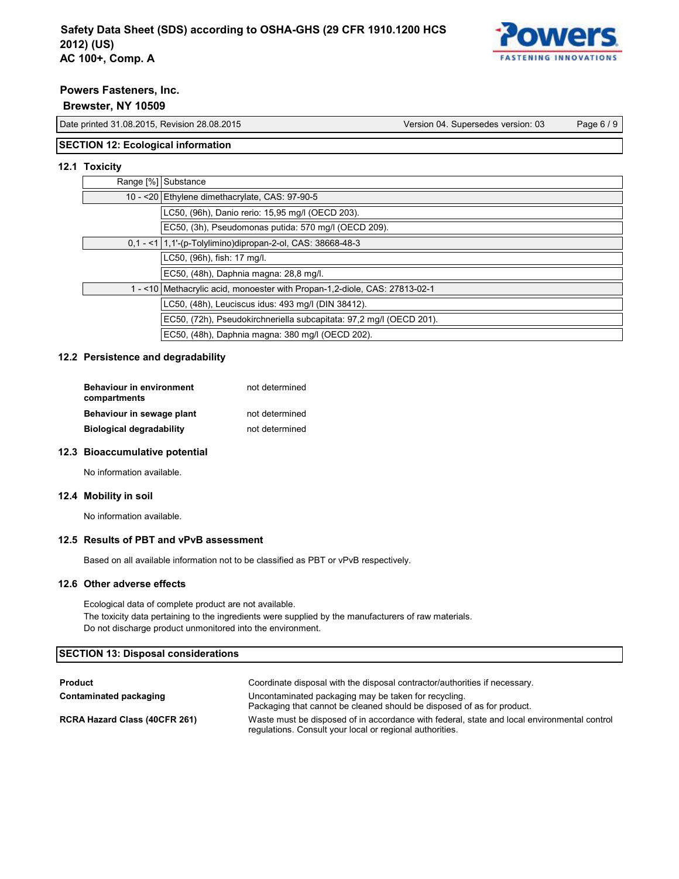## SECTION 12: Ecological information

### 12.1 Toxicity

| Range [%] | Substance |
|---|---|
| 10 - <20 | Ethylene dimethacrylate, CAS: 97-90-5 |
| | LC50, (96h), Danio rerio: 15,95 mg/l (OECD 203). |
| | EC50, (3h), Pseudomonas putida: 570 mg/l (OECD 209). |
| 0,1 - <1 | 1,1'-(p-Tolylimino)dipropan-2-ol, CAS: 38668-48-3 |
| | LC50, (96h), fish: 17 mg/l. |
| | EC50, (48h), Daphnia magna: 28,8 mg/l. |
| 1 - <10 | Methacrylic acid, monoester with Propan-1,2-diole, CAS: 27813-02-1 |
| | LC50, (48h), Leuciscus idus: 493 mg/l (DIN 38412). |
| | EC50, (72h), Pseudokirchneriella subcapitata: 97,2 mg/l (OECD 201). |
| | EC50, (48h), Daphnia magna: 380 mg/l (OECD 202). |

### 12.2 Persistence and degradability

| | |
|---|---|
| **Behaviour in environment compartments** | not determined |
| **Behaviour in sewage plant** | not determined |
| **Biological degradability** | not determined |

### 12.3 Bioaccumulative potential

No information available.

### 12.4 Mobility in soil

No information available.

### 12.5 Results of PBT and vPvB assessment

Based on all available information not to be classified as PBT or vPvB respectively.

### 12.6 Other adverse effects

Ecological data of complete product are not available.
The toxicity data pertaining to the ingredients were supplied by the manufacturers of raw materials.
Do not discharge product unmonitored into the environment.

## SECTION 13: Disposal considerations

| | |
|---|---|
| **Product** | Coordinate disposal with the disposal contractor/authorities if necessary. |
| **Contaminated packaging** | Uncontaminated packaging may be taken for recycling. Packaging that cannot be cleaned should be disposed of as for product. |
| **RCRA Hazard Class (40CFR 261)** | Waste must be disposed of in accordance with federal, state and local environmental control regulations. Consult your local or regional authorities. |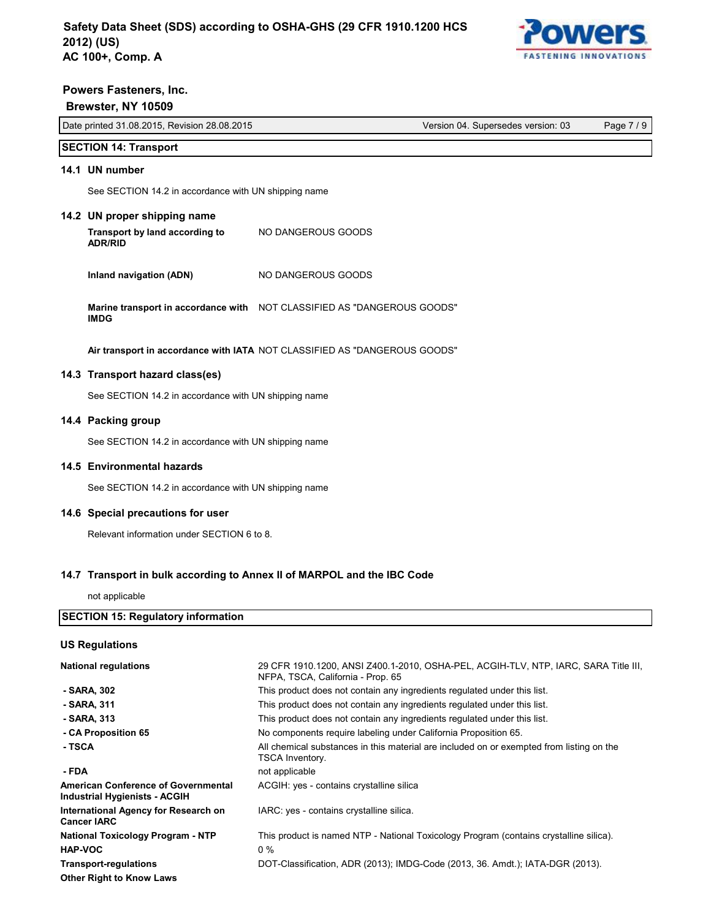## SECTION 14: Transport

### 14.1 UN number

See SECTION 14.2 in accordance with UN shipping name

### 14.2 UN proper shipping name

| | |
|---|---|
| **Transport by land according to ADR/RID** | NO DANGEROUS GOODS |
| **Inland navigation (ADN)** | NO DANGEROUS GOODS |
| **Marine transport in accordance with IMDG** | NOT CLASSIFIED AS "DANGEROUS GOODS" |
| **Air transport in accordance with IATA** | NOT CLASSIFIED AS "DANGEROUS GOODS" |

### 14.3 Transport hazard class(es)

See SECTION 14.2 in accordance with UN shipping name

### 14.4 Packing group

See SECTION 14.2 in accordance with UN shipping name

### 14.5 Environmental hazards

See SECTION 14.2 in accordance with UN shipping name

### 14.6 Special precautions for user

Relevant information under SECTION 6 to 8.

### 14.7 Transport in bulk according to Annex II of MARPOL and the IBC Code

not applicable

## SECTION 15: Regulatory information

### US Regulations

| | |
|---|---|
| **National regulations** | 29 CFR 1910.1200, ANSI Z400.1-2010, OSHA-PEL, ACGIH-TLV, NTP, IARC, SARA Title III, NFPA, TSCA, California - Prop. 65 |
| **- SARA, 302** | This product does not contain any ingredients regulated under this list. |
| **- SARA, 311** | This product does not contain any ingredients regulated under this list. |
| **- SARA, 313** | This product does not contain any ingredients regulated under this list. |
| **- CA Proposition 65** | No components require labeling under California Proposition 65. |
| **- TSCA** | All chemical substances in this material are included on or exempted from listing on the TSCA Inventory. |
| **- FDA** | not applicable |
| **American Conference of Governmental Industrial Hygienists - ACGIH** | ACGIH: yes - contains crystalline silica |
| **International Agency for Research on Cancer IARC** | IARC: yes - contains crystalline silica. |
| **National Toxicology Program - NTP** | This product is named NTP - National Toxicology Program (contains crystalline silica). |
| **HAP-VOC** | 0 % |
| **Transport-regulations** | DOT-Classification, ADR (2013); IMDG-Code (2013, 36. Amdt.); IATA-DGR (2013). |
| **Other Right to Know Laws** | |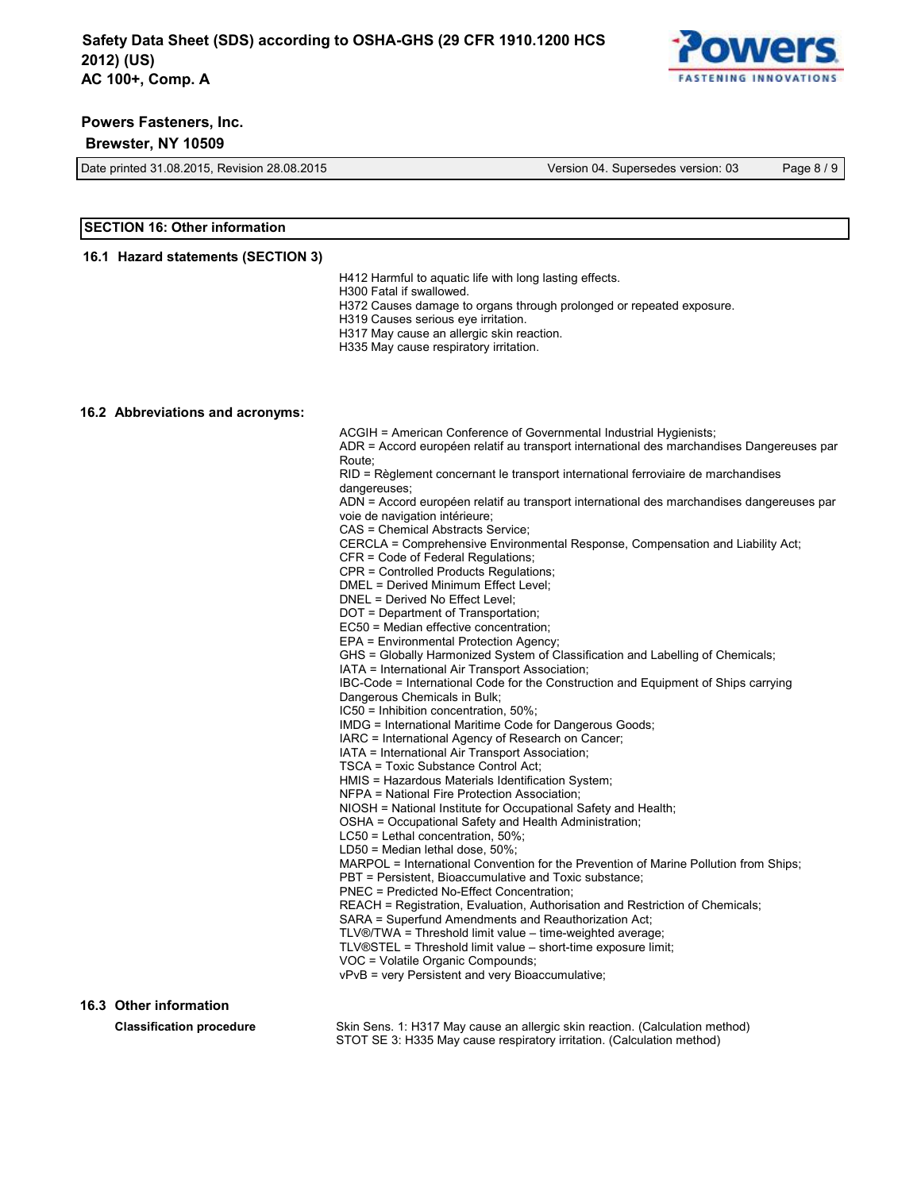## SECTION 16: Other information

### 16.1 Hazard statements (SECTION 3)

H412 Harmful to aquatic life with long lasting effects.
H300 Fatal if swallowed.
H372 Causes damage to organs through prolonged or repeated exposure.
H319 Causes serious eye irritation.
H317 May cause an allergic skin reaction.
H335 May cause respiratory irritation.

### 16.2 Abbreviations and acronyms:

ACGIH = American Conference of Governmental Industrial Hygienists;
ADR = Accord européen relatif au transport international des marchandises Dangereuses par Route;
RID = Règlement concernant le transport international ferroviaire de marchandises dangereuses;
ADN = Accord européen relatif au transport international des marchandises dangereuses par voie de navigation intérieure;
CAS = Chemical Abstracts Service;
CERCLA = Comprehensive Environmental Response, Compensation and Liability Act;
CFR = Code of Federal Regulations;
CPR = Controlled Products Regulations;
DMEL = Derived Minimum Effect Level;
DNEL = Derived No Effect Level;
DOT = Department of Transportation;
EC50 = Median effective concentration;
EPA = Environmental Protection Agency;
GHS = Globally Harmonized System of Classification and Labelling of Chemicals;
IATA = International Air Transport Association;
IBC-Code = International Code for the Construction and Equipment of Ships carrying Dangerous Chemicals in Bulk;
IC50 = Inhibition concentration, 50%;
IMDG = International Maritime Code for Dangerous Goods;
IARC = International Agency of Research on Cancer;
IATA = International Air Transport Association;
TSCA = Toxic Substance Control Act;
HMIS = Hazardous Materials Identification System;
NFPA = National Fire Protection Association;
NIOSH = National Institute for Occupational Safety and Health;
OSHA = Occupational Safety and Health Administration;
LC50 = Lethal concentration, 50%;
LD50 = Median lethal dose, 50%;
MARPOL = International Convention for the Prevention of Marine Pollution from Ships;
PBT = Persistent, Bioaccumulative and Toxic substance;
PNEC = Predicted No-Effect Concentration;
REACH = Registration, Evaluation, Authorisation and Restriction of Chemicals;
SARA = Superfund Amendments and Reauthorization Act;
TLV®/TWA = Threshold limit value – time-weighted average;
TLV®STEL = Threshold limit value – short-time exposure limit;
VOC = Volatile Organic Compounds;
vPvB = very Persistent and very Bioaccumulative;

### 16.3 Other information

**Classification procedure**

Skin Sens. 1: H317 May cause an allergic skin reaction. (Calculation method)
STOT SE 3: H335 May cause respiratory irritation. (Calculation method)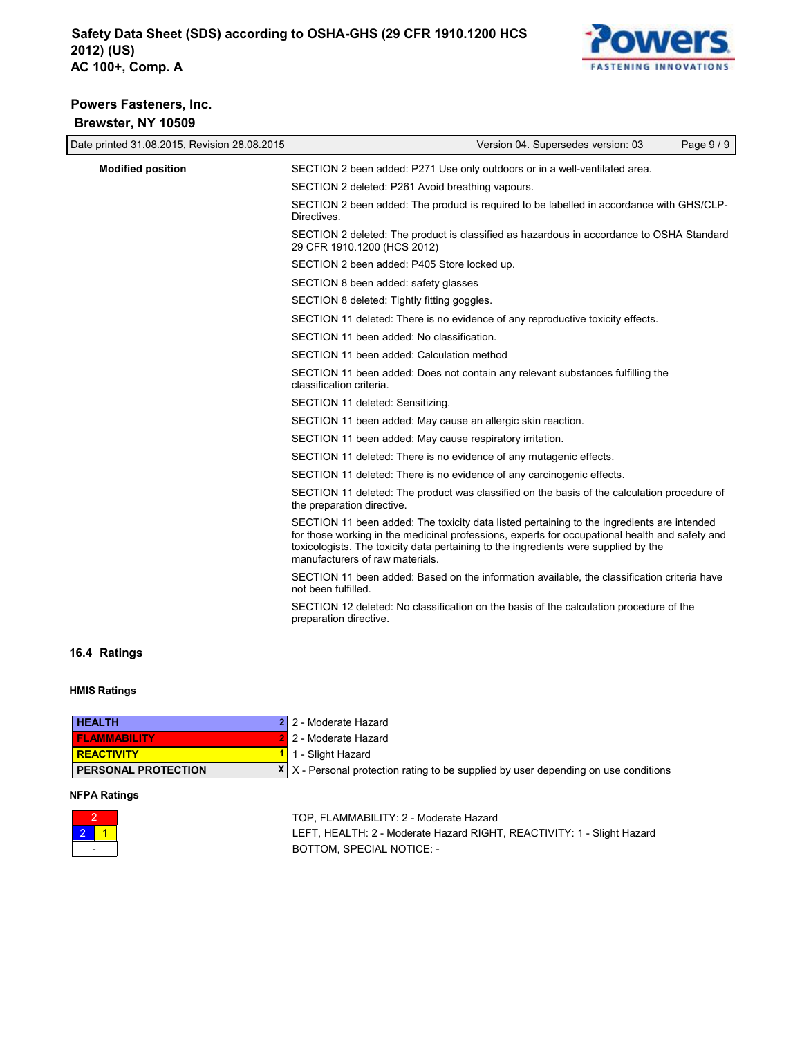**Modified position**

SECTION 2 been added: P271 Use only outdoors or in a well-ventilated area.

SECTION 2 deleted: P261 Avoid breathing vapours.

SECTION 2 been added: The product is required to be labelled in accordance with GHS/CLP-Directives.

SECTION 2 deleted: The product is classified as hazardous in accordance to OSHA Standard 29 CFR 1910.1200 (HCS 2012)

SECTION 2 been added: P405 Store locked up.

SECTION 8 been added: safety glasses

SECTION 8 deleted: Tightly fitting goggles.

SECTION 11 deleted: There is no evidence of any reproductive toxicity effects.

SECTION 11 been added: No classification.

SECTION 11 been added: Calculation method

SECTION 11 been added: Does not contain any relevant substances fulfilling the classification criteria.

SECTION 11 deleted: Sensitizing.

SECTION 11 been added: May cause an allergic skin reaction.

SECTION 11 been added: May cause respiratory irritation.

SECTION 11 deleted: There is no evidence of any mutagenic effects.

SECTION 11 deleted: There is no evidence of any carcinogenic effects.

SECTION 11 deleted: The product was classified on the basis of the calculation procedure of the preparation directive.

SECTION 11 been added: The toxicity data listed pertaining to the ingredients are intended for those working in the medicinal professions, experts for occupational health and safety and toxicologists. The toxicity data pertaining to the ingredients were supplied by the manufacturers of raw materials.

SECTION 11 been added: Based on the information available, the classification criteria have not been fulfilled.

SECTION 12 deleted: No classification on the basis of the calculation procedure of the preparation directive.

## 16.4 Ratings

### HMIS Ratings

| Category | Rating | Description |
|---|---|---|
| HEALTH | 2 | 2 - Moderate Hazard |
| FLAMMABILITY | 2 | 2 - Moderate Hazard |
| REACTIVITY | 1 | 1 - Slight Hazard |
| PERSONAL PROTECTION | X | X - Personal protection rating to be supplied by user depending on use conditions |

### NFPA Ratings

| | | |
|---|---|---|
| 2 | | |
| 2 | 1 | |
| - | | |

TOP, FLAMMABILITY: 2 - Moderate Hazard
LEFT, HEALTH: 2 - Moderate Hazard RIGHT, REACTIVITY: 1 - Slight Hazard
BOTTOM, SPECIAL NOTICE: -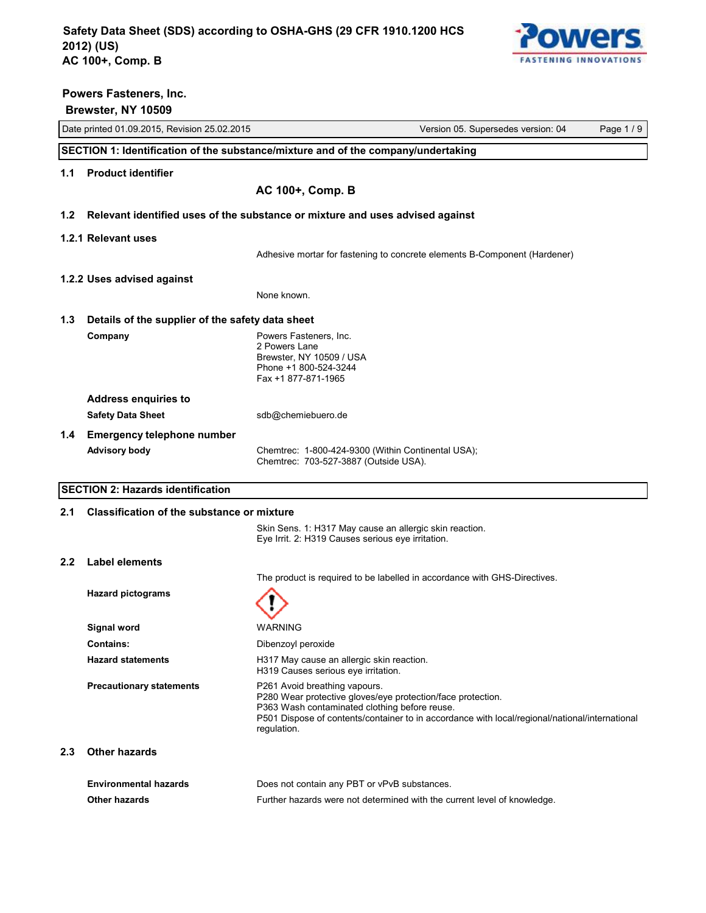# Safety Data Sheet (SDS) according to OSHA-GHS (29 CFR 1910.1200 HCS 2012) (US)
# AC 100+, Comp. B

**Powers Fasteners, Inc.**
**Brewster, NY 10509**

| Date printed 01.09.2015, Revision 25.02.2015 | Version 05. Supersedes version: 04 |
|---|---|

## SECTION 1: Identification of the substance/mixture and of the company/undertaking

### 1.1 Product identifier

**AC 100+, Comp. B**

### 1.2 Relevant identified uses of the substance or mixture and uses advised against

#### 1.2.1 Relevant uses

Adhesive mortar for fastening to concrete elements B-Component (Hardener)

#### 1.2.2 Uses advised against

None known.

### 1.3 Details of the supplier of the safety data sheet

**Company**

Powers Fasteners, Inc.
2 Powers Lane
Brewster, NY 10509 / USA
Phone +1 800-524-3244
Fax +1 877-871-1965

**Address enquiries to**

**Safety Data Sheet**: sdb@chemiebuero.de

### 1.4 Emergency telephone number

**Advisory body**

Chemtrec: 1-800-424-9300 (Within Continental USA);
Chemtrec: 703-527-3887 (Outside USA).

## SECTION 2: Hazards identification

### 2.1 Classification of the substance or mixture

Skin Sens. 1: H317 May cause an allergic skin reaction.
Eye Irrit. 2: H319 Causes serious eye irritation.

### 2.2 Label elements

The product is required to be labelled in accordance with GHS-Directives.

**Hazard pictograms**

**Signal word**: WARNING

**Contains:**: Dibenzoyl peroxide

**Hazard statements**

H317 May cause an allergic skin reaction.
H319 Causes serious eye irritation.

**Precautionary statements**

P261 Avoid breathing vapours.
P280 Wear protective gloves/eye protection/face protection.
P363 Wash contaminated clothing before reuse.
P501 Dispose of contents/container to in accordance with local/regional/national/international regulation.

### 2.3 Other hazards

**Environmental hazards**: Does not contain any PBT or vPvB substances.

**Other hazards**: Further hazards were not determined with the current level of knowledge.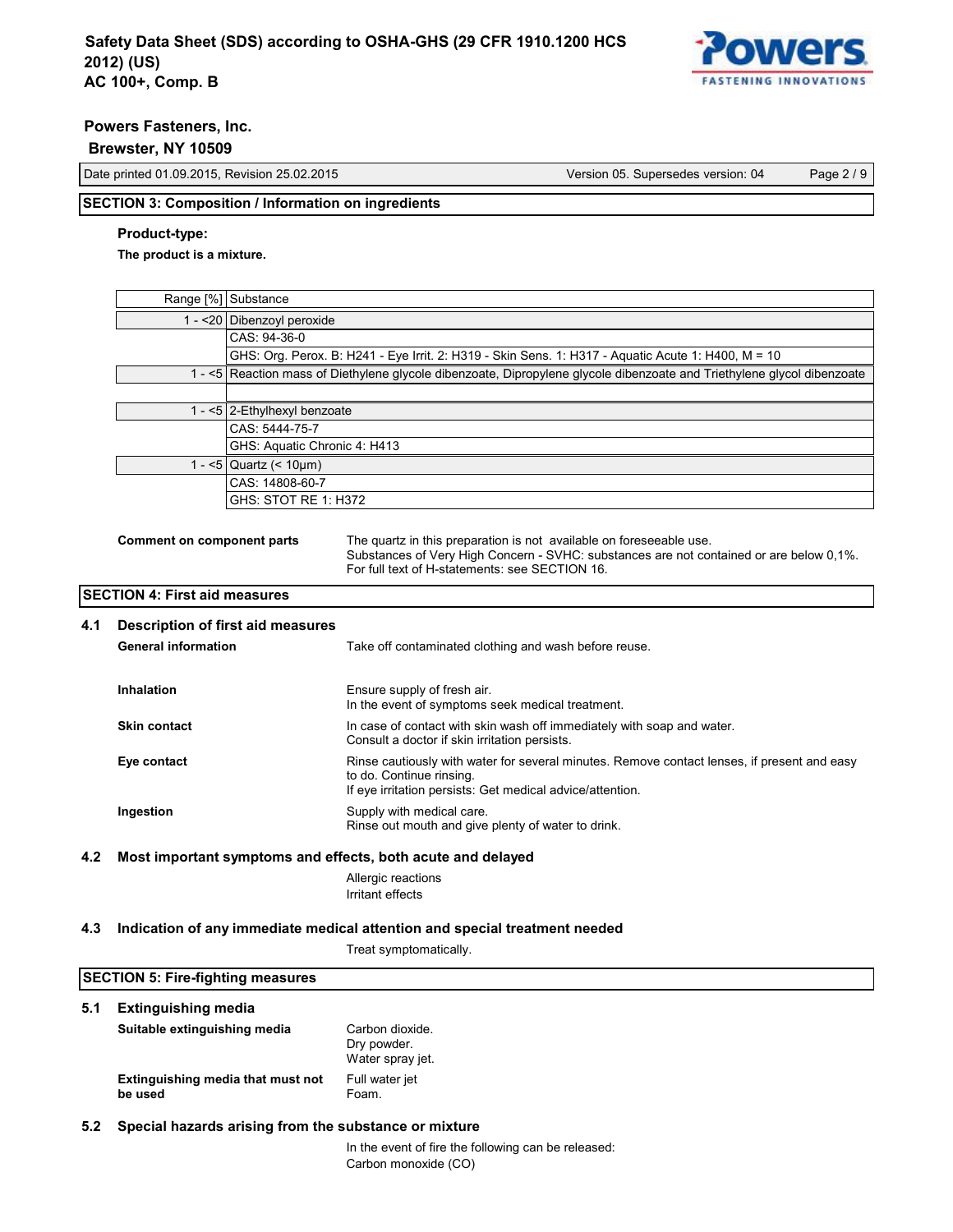## SECTION 3: Composition / Information on ingredients

**Product-type:**

**The product is a mixture.**

| Range [%] | Substance |
|---|---|
| 1 - <20 | Dibenzoyl peroxide |
| | CAS: 94-36-0 |
| | GHS: Org. Perox. B: H241 - Eye Irrit. 2: H319 - Skin Sens. 1: H317 - Aquatic Acute 1: H400, M = 10 |
| 1 - <5 | Reaction mass of Diethylene glycol dibenzoate, Dipropylene glycol dibenzoate and Triethylene glycol dibenzoate |
| | |
| 1 - <5 | 2-Ethylhexyl benzoate |
| | CAS: 5444-75-7 |
| | GHS: Aquatic Chronic 4: H413 |
| 1 - <5 | Quartz (< 10µm) |
| | CAS: 14808-60-7 |
| | GHS: STOT RE 1: H372 |

**Comment on component parts**

The quartz in this preparation is not available on foreseeable use.
Substances of Very High Concern - SVHC: substances are not contained or are below 0,1%.
For full text of H-statements: see SECTION 16.

## SECTION 4: First aid measures

### 4.1 Description of first aid measures

**General information**

Take off contaminated clothing and wash before reuse.

**Inhalation**

Ensure supply of fresh air.
In the event of symptoms seek medical treatment.

**Skin contact**

In case of contact with skin wash off immediately with soap and water.
Consult a doctor if skin irritation persists.

**Eye contact**

Rinse cautiously with water for several minutes. Remove contact lenses, if present and easy to do. Continue rinsing.
If eye irritation persists: Get medical advice/attention.

**Ingestion**

Supply with medical care.
Rinse out mouth and give plenty of water to drink.

### 4.2 Most important symptoms and effects, both acute and delayed

Allergic reactions
Irritant effects

### 4.3 Indication of any immediate medical attention and special treatment needed

Treat symptomatically.

## SECTION 5: Fire-fighting measures

### 5.1 Extinguishing media

**Suitable extinguishing media**

Carbon dioxide.
Dry powder.
Water spray jet.

**Extinguishing media that must not be used**

Full water jet
Foam.

### 5.2 Special hazards arising from the substance or mixture

In the event of fire the following can be released:
Carbon monoxide (CO)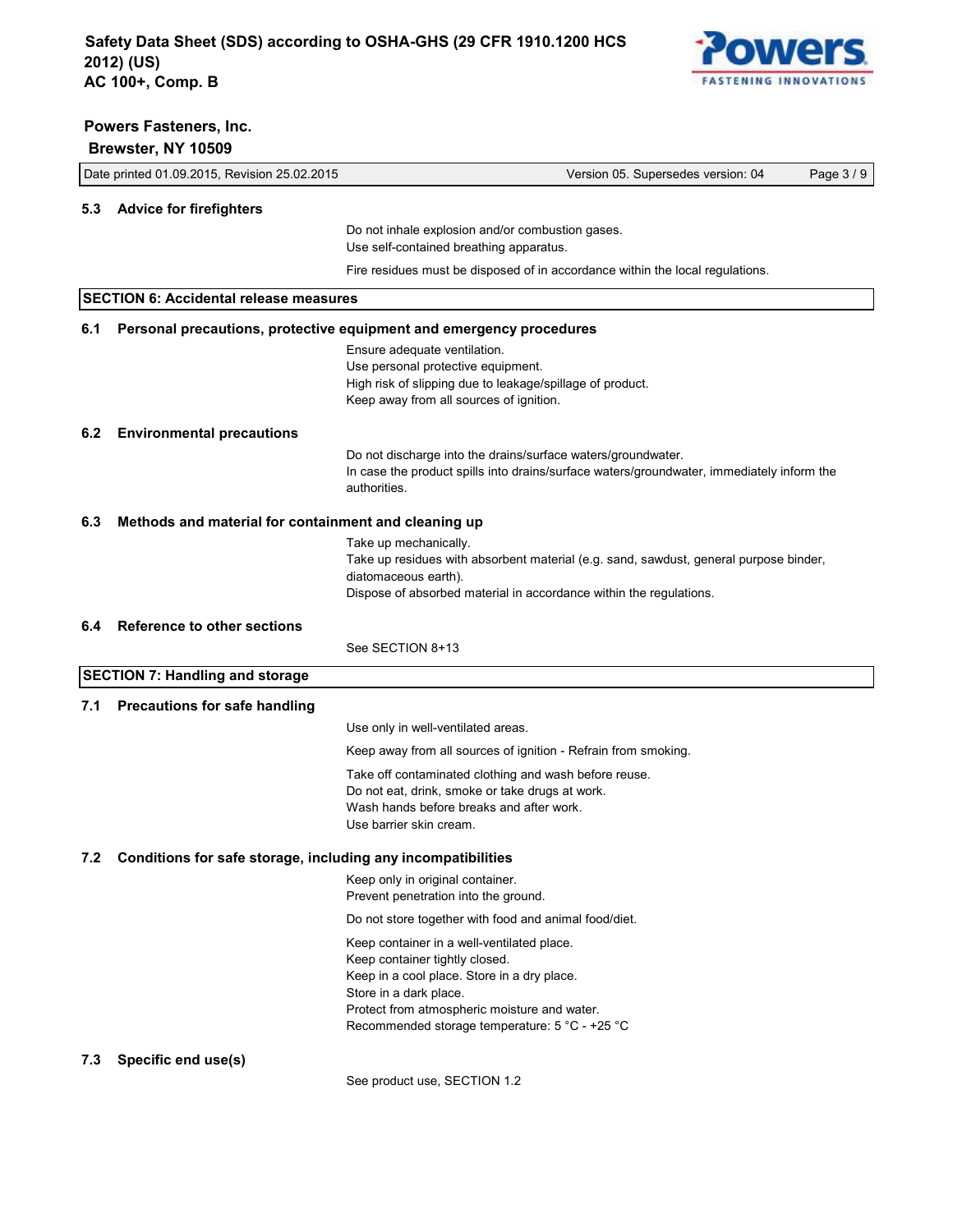### 5.3 Advice for firefighters

Do not inhale explosion and/or combustion gases.
Use self-contained breathing apparatus.

Fire residues must be disposed of in accordance within the local regulations.

## SECTION 6: Accidental release measures

### 6.1 Personal precautions, protective equipment and emergency procedures

Ensure adequate ventilation.
Use personal protective equipment.
High risk of slipping due to leakage/spillage of product.
Keep away from all sources of ignition.

### 6.2 Environmental precautions

Do not discharge into the drains/surface waters/groundwater.
In case the product spills into drains/surface waters/groundwater, immediately inform the authorities.

### 6.3 Methods and material for containment and cleaning up

Take up mechanically.
Take up residues with absorbent material (e.g. sand, sawdust, general purpose binder, diatomaceous earth).
Dispose of absorbed material in accordance within the regulations.

### 6.4 Reference to other sections

See SECTION 8+13

## SECTION 7: Handling and storage

### 7.1 Precautions for safe handling

Use only in well-ventilated areas.

Keep away from all sources of ignition - Refrain from smoking.

Take off contaminated clothing and wash before reuse.
Do not eat, drink, smoke or take drugs at work.
Wash hands before breaks and after work.
Use barrier skin cream.

### 7.2 Conditions for safe storage, including any incompatibilities

Keep only in original container.
Prevent penetration into the ground.

Do not store together with food and animal food/diet.

Keep container in a well-ventilated place.
Keep container tightly closed.
Keep in a cool place. Store in a dry place.
Store in a dark place.
Protect from atmospheric moisture and water.
Recommended storage temperature: 5 °C - +25 °C

### 7.3 Specific end use(s)

See product use, SECTION 1.2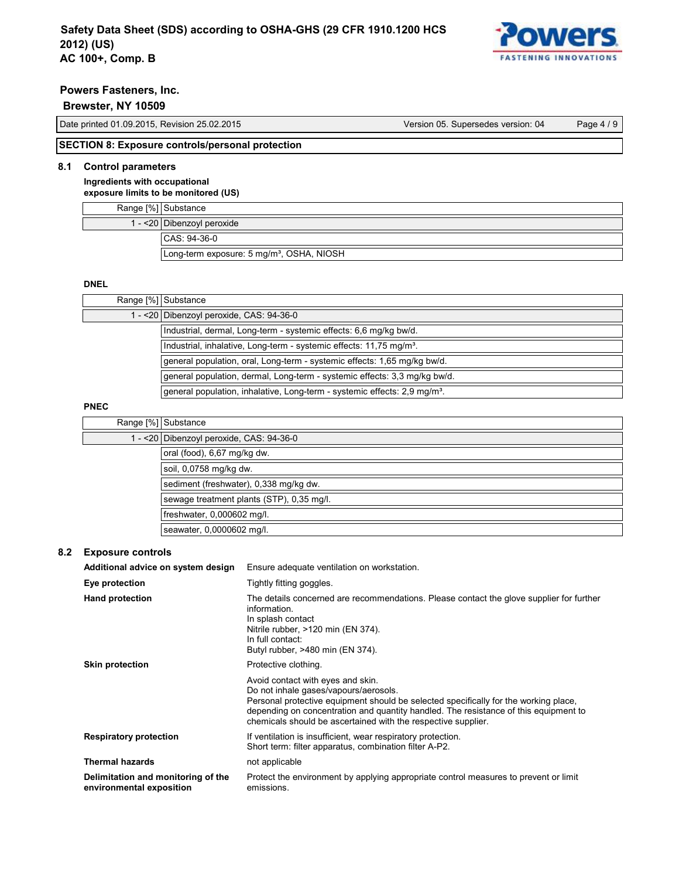## SECTION 8: Exposure controls/personal protection

### 8.1 Control parameters

**Ingredients with occupational exposure limits to be monitored (US)**

| Range [%] | Substance |
|---|---|
| 1 - <20 | Dibenzoyl peroxide |
| | CAS: 94-36-0 |
| | Long-term exposure: 5 mg/m³, OSHA, NIOSH |

**DNEL**

| Range [%] | Substance |
|---|---|
| 1 - <20 | Dibenzoyl peroxide, CAS: 94-36-0 |
| | Industrial, dermal, Long-term - systemic effects: 6,6 mg/kg bw/d. |
| | Industrial, inhalative, Long-term - systemic effects: 11,75 mg/m³. |
| | general population, oral, Long-term - systemic effects: 1,65 mg/kg bw/d. |
| | general population, dermal, Long-term - systemic effects: 3,3 mg/kg bw/d. |
| | general population, inhalative, Long-term - systemic effects: 2,9 mg/m³. |

**PNEC**

| Range [%] | Substance |
|---|---|
| 1 - <20 | Dibenzoyl peroxide, CAS: 94-36-0 |
| | oral (food), 6,67 mg/kg dw. |
| | soil, 0,0758 mg/kg dw. |
| | sediment (freshwater), 0,338 mg/kg dw. |
| | sewage treatment plants (STP), 0,35 mg/l. |
| | freshwater, 0,000602 mg/l. |
| | seawater, 0,0000602 mg/l. |

### 8.2 Exposure controls

**Additional advice on system design**
Ensure adequate ventilation on workstation.

**Eye protection**
Tightly fitting goggles.

**Hand protection**
The details concerned are recommendations. Please contact the glove supplier for further information.
In splash contact
Nitrile rubber, >120 min (EN 374).
In full contact:
Butyl rubber, >480 min (EN 374).

**Skin protection**
Protective clothing.

Avoid contact with eyes and skin.
Do not inhale gases/vapours/aerosols.
Personal protective equipment should be selected specifically for the working place, depending on concentration and quantity handled. The resistance of this equipment to chemicals should be ascertained with the respective supplier.

**Respiratory protection**
If ventilation is insufficient, wear respiratory protection.
Short term: filter apparatus, combination filter A-P2.

**Thermal hazards**
not applicable

**Delimitation and monitoring of the environmental exposition**
Protect the environment by applying appropriate control measures to prevent or limit emissions.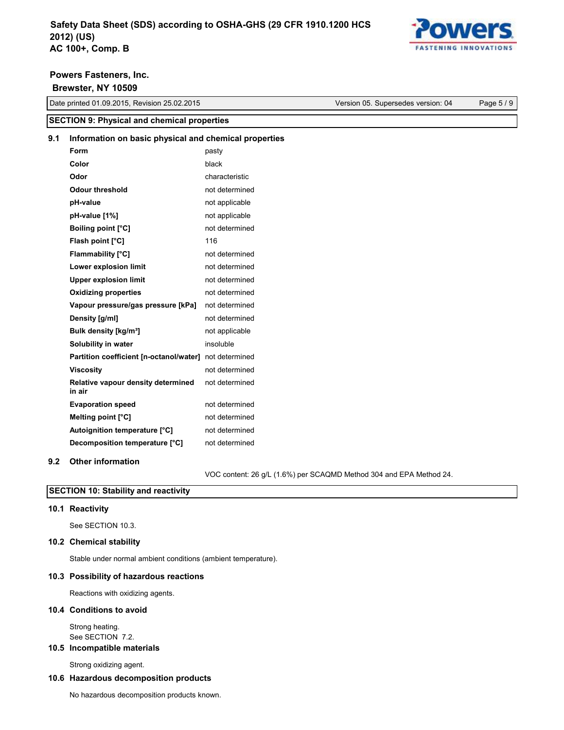## SECTION 9: Physical and chemical properties

### 9.1 Information on basic physical and chemical properties

| Property | Value |
|---|---|
| **Form** | pasty |
| **Color** | black |
| **Odor** | characteristic |
| **Odour threshold** | not determined |
| **pH-value** | not applicable |
| **pH-value [1%]** | not applicable |
| **Boiling point [°C]** | not determined |
| **Flash point [°C]** | 116 |
| **Flammability [°C]** | not determined |
| **Lower explosion limit** | not determined |
| **Upper explosion limit** | not determined |
| **Oxidizing properties** | not determined |
| **Vapour pressure/gas pressure [kPa]** | not determined |
| **Density [g/ml]** | not determined |
| **Bulk density [kg/m³]** | not applicable |
| **Solubility in water** | insoluble |
| **Partition coefficient [n-octanol/water]** | not determined |
| **Viscosity** | not determined |
| **Relative vapour density determined in air** | not determined |
| **Evaporation speed** | not determined |
| **Melting point [°C]** | not determined |
| **Autoignition temperature [°C]** | not determined |
| **Decomposition temperature [°C]** | not determined |

### 9.2 Other information

VOC content: 26 g/L (1.6%) per SCAQMD Method 304 and EPA Method 24.

## SECTION 10: Stability and reactivity

### 10.1 Reactivity

See SECTION 10.3.

### 10.2 Chemical stability

Stable under normal ambient conditions (ambient temperature).

### 10.3 Possibility of hazardous reactions

Reactions with oxidizing agents.

### 10.4 Conditions to avoid

Strong heating.
See SECTION 7.2.

### 10.5 Incompatible materials

Strong oxidizing agent.

### 10.6 Hazardous decomposition products

No hazardous decomposition products known.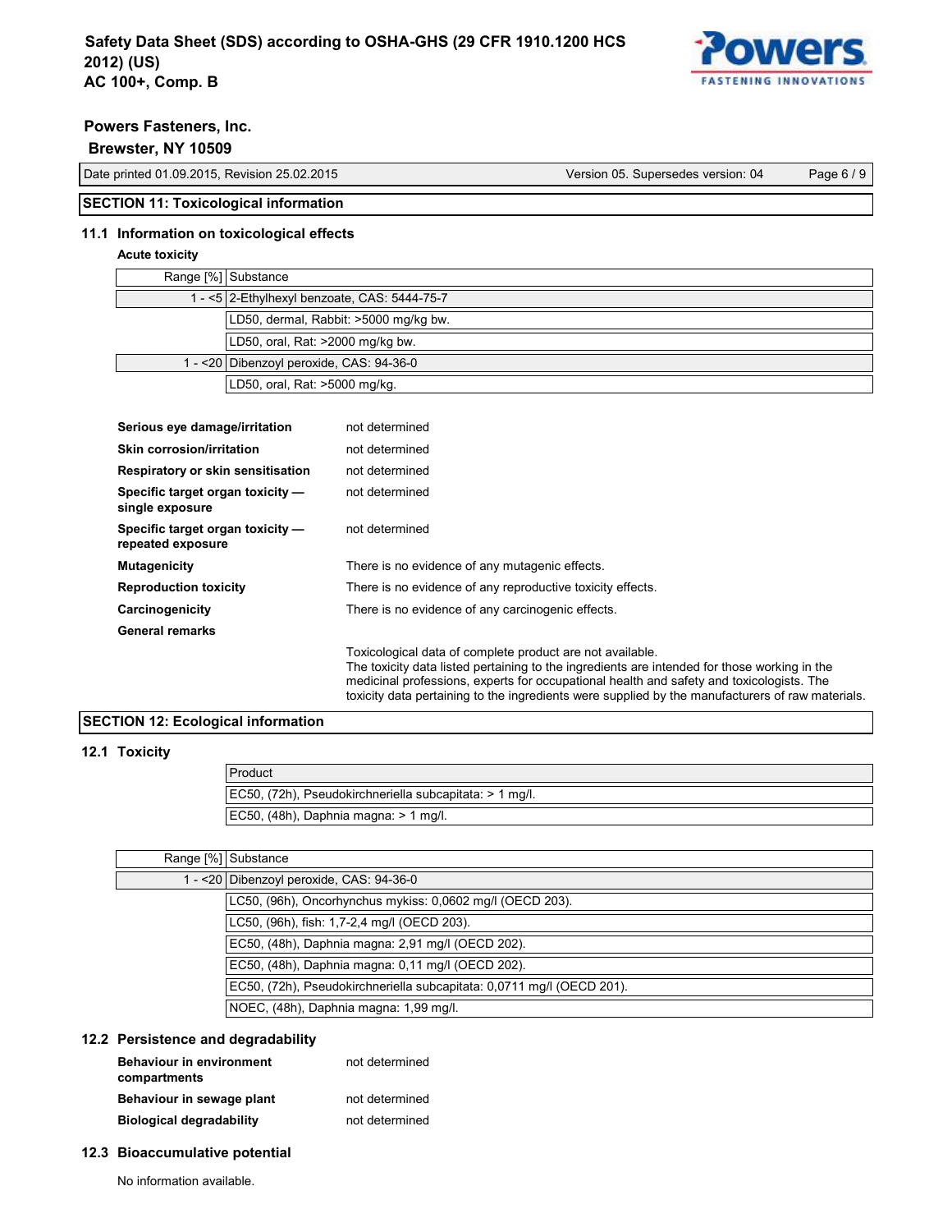## SECTION 11: Toxicological information

### 11.1 Information on toxicological effects

**Acute toxicity**

| Range [%] | Substance |
|---|---|
| 1 - <5 | 2-Ethylhexyl benzoate, CAS: 5444-75-7 |
| | LD50, dermal, Rabbit: >5000 mg/kg bw. |
| | LD50, oral, Rat: >2000 mg/kg bw. |
| 1 - <20 | Dibenzoyl peroxide, CAS: 94-36-0 |
| | LD50, oral, Rat: >5000 mg/kg. |

**Serious eye damage/irritation** not determined

**Skin corrosion/irritation** not determined

**Respiratory or skin sensitisation** not determined

**Specific target organ toxicity — single exposure** not determined

**Specific target organ toxicity — repeated exposure** not determined

**Mutagenicity** There is no evidence of any mutagenic effects.

**Reproduction toxicity** There is no evidence of any reproductive toxicity effects.

**Carcinogenicity** There is no evidence of any carcinogenic effects.

**General remarks**

Toxicological data of complete product are not available.
The toxicity data listed pertaining to the ingredients are intended for those working in the medicinal professions, experts for occupational health and safety and toxicologists. The toxicity data pertaining to the ingredients were supplied by the manufacturers of raw materials.

## SECTION 12: Ecological information

### 12.1 Toxicity

| Product |
|---|
| EC50, (72h), Pseudokirchneriella subcapitata: > 1 mg/l. |
| EC50, (48h), Daphnia magna: > 1 mg/l. |

| Range [%] | Substance |
|---|---|
| 1 - <20 | Dibenzoyl peroxide, CAS: 94-36-0 |
| | LC50, (96h), Oncorhynchus mykiss: 0,0602 mg/l (OECD 203). |
| | LC50, (96h), fish: 1,7-2,4 mg/l (OECD 203). |
| | EC50, (48h), Daphnia magna: 2,91 mg/l (OECD 202). |
| | EC50, (48h), Daphnia magna: 0,11 mg/l (OECD 202). |
| | EC50, (72h), Pseudokirchneriella subcapitata: 0,0711 mg/l (OECD 201). |
| | NOEC, (48h), Daphnia magna: 1,99 mg/l. |

### 12.2 Persistence and degradability

**Behaviour in environment compartments** not determined

**Behaviour in sewage plant** not determined

**Biological degradability** not determined

### 12.3 Bioaccumulative potential

No information available.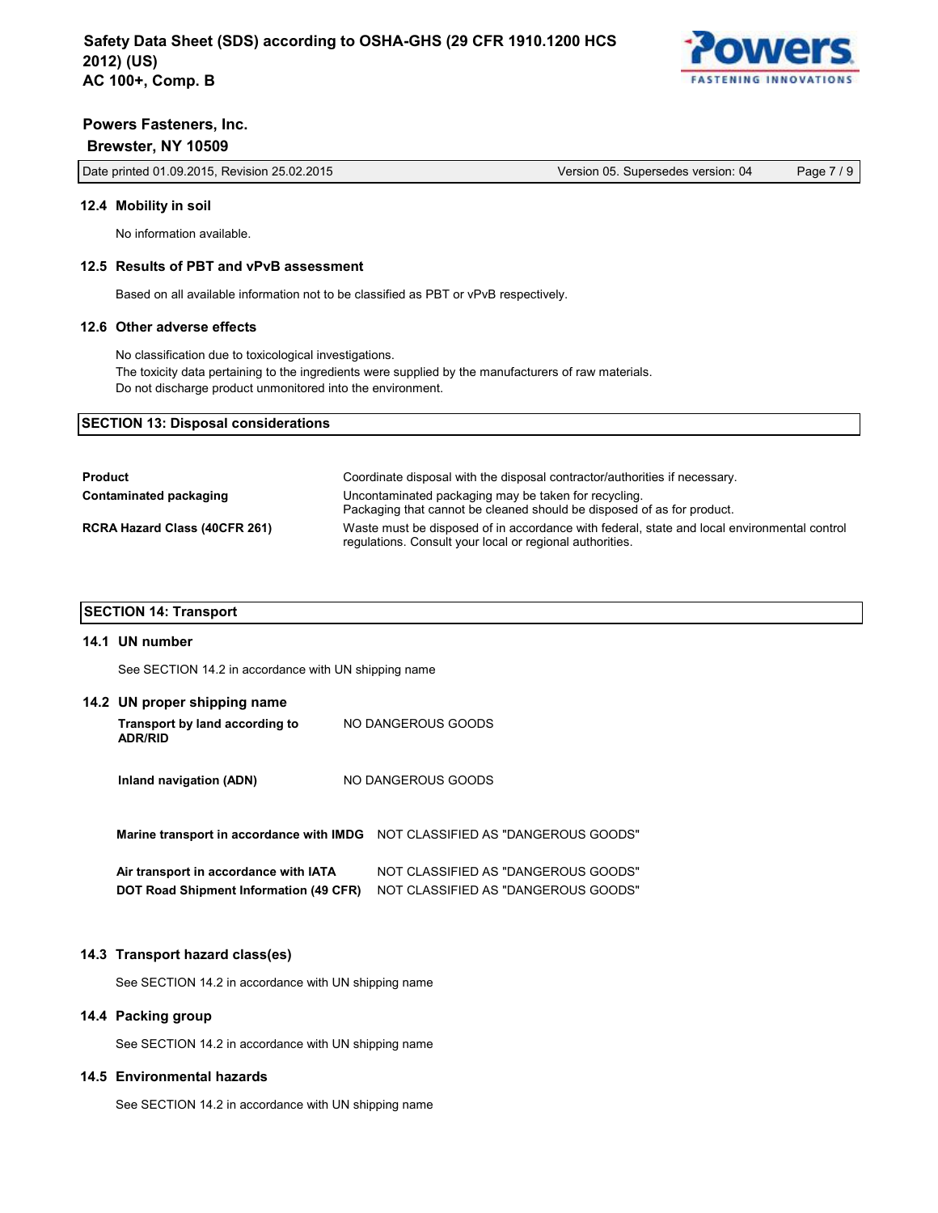### 12.4 Mobility in soil

No information available.

### 12.5 Results of PBT and vPvB assessment

Based on all available information not to be classified as PBT or vPvB respectively.

### 12.6 Other adverse effects

No classification due to toxicological investigations.
The toxicity data pertaining to the ingredients were supplied by the manufacturers of raw materials.
Do not discharge product unmonitored into the environment.

## SECTION 13: Disposal considerations

| | |
|---|---|
| **Product** | Coordinate disposal with the disposal contractor/authorities if necessary. |
| **Contaminated packaging** | Uncontaminated packaging may be taken for recycling. Packaging that cannot be cleaned should be disposed of as for product. |
| **RCRA Hazard Class (40CFR 261)** | Waste must be disposed of in accordance with federal, state and local environmental control regulations. Consult your local or regional authorities. |

## SECTION 14: Transport

### 14.1 UN number

See SECTION 14.2 in accordance with UN shipping name

### 14.2 UN proper shipping name

| | |
|---|---|
| **Transport by land according to ADR/RID** | NO DANGEROUS GOODS |
| **Inland navigation (ADN)** | NO DANGEROUS GOODS |
| **Marine transport in accordance with IMDG** | NOT CLASSIFIED AS "DANGEROUS GOODS" |
| **Air transport in accordance with IATA** | NOT CLASSIFIED AS "DANGEROUS GOODS" |
| **DOT Road Shipment Information (49 CFR)** | NOT CLASSIFIED AS "DANGEROUS GOODS" |

### 14.3 Transport hazard class(es)

See SECTION 14.2 in accordance with UN shipping name

### 14.4 Packing group

See SECTION 14.2 in accordance with UN shipping name

### 14.5 Environmental hazards

See SECTION 14.2 in accordance with UN shipping name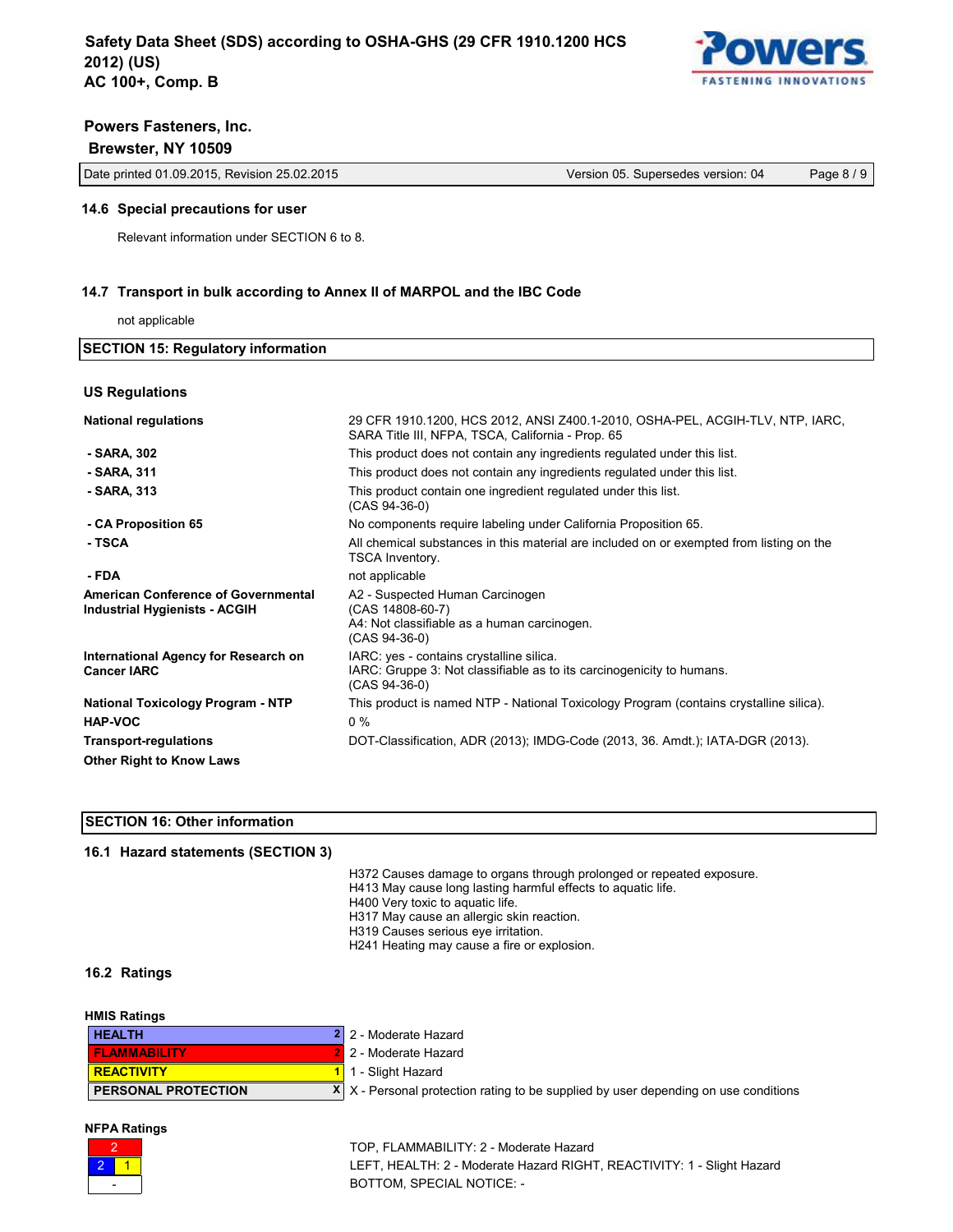### 14.6 Special precautions for user

Relevant information under SECTION 6 to 8.

### 14.7 Transport in bulk according to Annex II of MARPOL and the IBC Code

not applicable

## SECTION 15: Regulatory information

### US Regulations

| | |
|---|---|
| **National regulations** | 29 CFR 1910.1200, HCS 2012, ANSI Z400.1-2010, OSHA-PEL, ACGIH-TLV, NTP, IARC, SARA Title III, NFPA, TSCA, California - Prop. 65 |
| **- SARA, 302** | This product does not contain any ingredients regulated under this list. |
| **- SARA, 311** | This product does not contain any ingredients regulated under this list. |
| **- SARA, 313** | This product contain one ingredient regulated under this list. (CAS 94-36-0) |
| **- CA Proposition 65** | No components require labeling under California Proposition 65. |
| **- TSCA** | All chemical substances in this material are included on or exempted from listing on the TSCA Inventory. |
| **- FDA** | not applicable |
| **American Conference of Governmental Industrial Hygienists - ACGIH** | A2 - Suspected Human Carcinogen (CAS 14808-60-7) A4: Not classifiable as a human carcinogen. (CAS 94-36-0) |
| **International Agency for Research on Cancer IARC** | IARC: yes - contains crystalline silica. IARC: Gruppe 3: Not classifiable as to its carcinogenicity to humans. (CAS 94-36-0) |
| **National Toxicology Program - NTP** | This product is named NTP - National Toxicology Program (contains crystalline silica). |
| **HAP-VOC** | 0 % |
| **Transport-regulations** | DOT-Classification, ADR (2013); IMDG-Code (2013, 36. Amdt.); IATA-DGR (2013). |
| **Other Right to Know Laws** | |

## SECTION 16: Other information

### 16.1 Hazard statements (SECTION 3)

H372 Causes damage to organs through prolonged or repeated exposure.
H413 May cause long lasting harmful effects to aquatic life.
H400 Very toxic to aquatic life.
H317 May cause an allergic skin reaction.
H319 Causes serious eye irritation.
H241 Heating may cause a fire or explosion.

### 16.2 Ratings

**HMIS Ratings**

| | | |
|---|---|---|
| HEALTH | 2 | 2 - Moderate Hazard |
| FLAMMABILITY | 2 | 2 - Moderate Hazard |
| REACTIVITY | 1 | 1 - Slight Hazard |
| PERSONAL PROTECTION | X | X - Personal protection rating to be supplied by user depending on use conditions |

**NFPA Ratings**

| | |
|---|---|
| 2 | TOP, FLAMMABILITY: 2 - Moderate Hazard |
| 2 / 1 | LEFT, HEALTH: 2 - Moderate Hazard RIGHT, REACTIVITY: 1 - Slight Hazard |
| - | BOTTOM, SPECIAL NOTICE: - |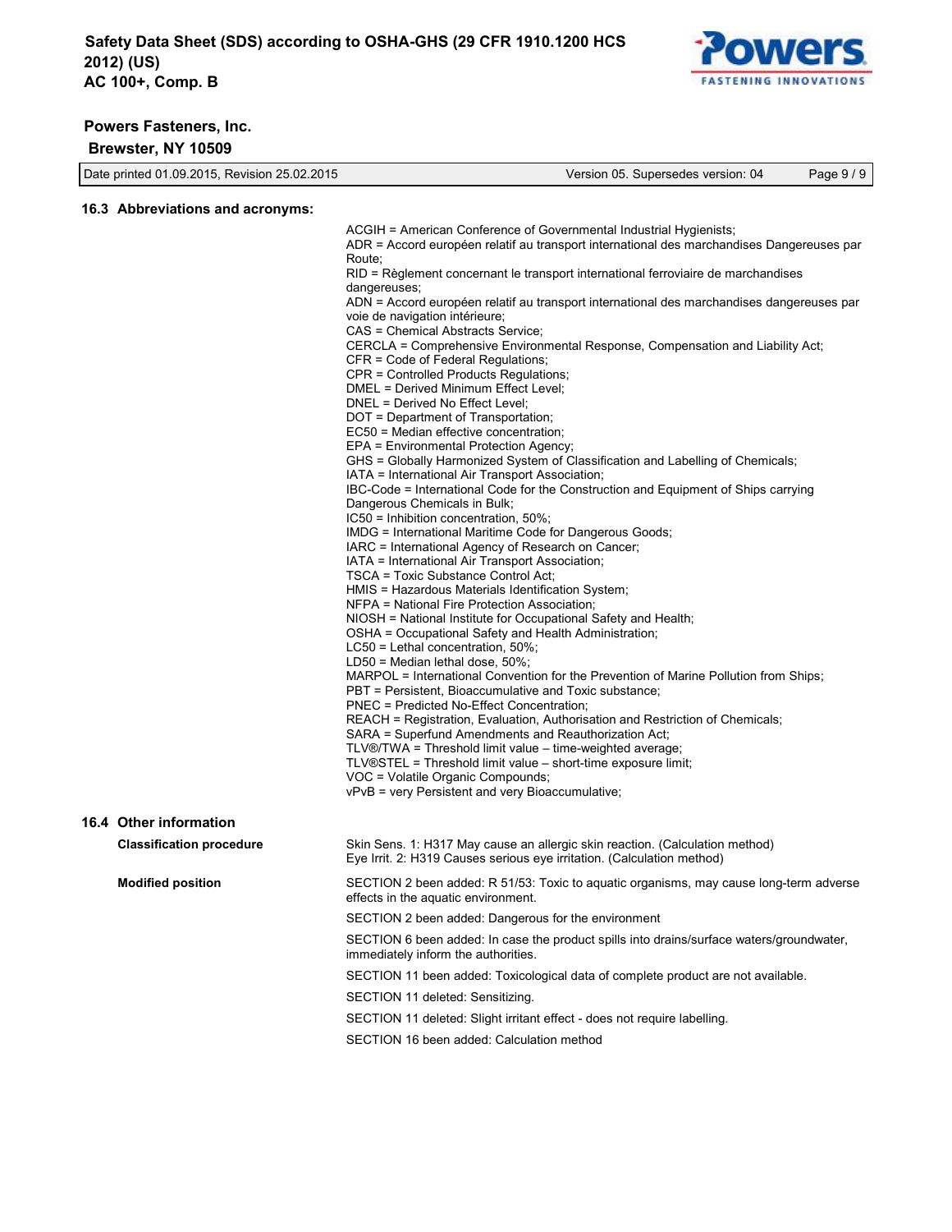### 16.3 Abbreviations and acronyms:

ACGIH = American Conference of Governmental Industrial Hygienists;
ADR = Accord européen relatif au transport international des marchandises Dangereuses par Route;
RID = Règlement concernant le transport international ferroviaire de marchandises dangereuses;
ADN = Accord européen relatif au transport international des marchandises dangereuses par voie de navigation intérieure;
CAS = Chemical Abstracts Service;
CERCLA = Comprehensive Environmental Response, Compensation and Liability Act;
CFR = Code of Federal Regulations;
CPR = Controlled Products Regulations;
DMEL = Derived Minimum Effect Level;
DNEL = Derived No Effect Level;
DOT = Department of Transportation;
EC50 = Median effective concentration;
EPA = Environmental Protection Agency;
GHS = Globally Harmonized System of Classification and Labelling of Chemicals;
IATA = International Air Transport Association;
IBC-Code = International Code for the Construction and Equipment of Ships carrying Dangerous Chemicals in Bulk;
IC50 = Inhibition concentration, 50%;
IMDG = International Maritime Code for Dangerous Goods;
IARC = International Agency of Research on Cancer;
IATA = International Air Transport Association;
TSCA = Toxic Substance Control Act;
HMIS = Hazardous Materials Identification System;
NFPA = National Fire Protection Association;
NIOSH = National Institute for Occupational Safety and Health;
OSHA = Occupational Safety and Health Administration;
LC50 = Lethal concentration, 50%;
LD50 = Median lethal dose, 50%;
MARPOL = International Convention for the Prevention of Marine Pollution from Ships;
PBT = Persistent, Bioaccumulative and Toxic substance;
PNEC = Predicted No-Effect Concentration;
REACH = Registration, Evaluation, Authorisation and Restriction of Chemicals;
SARA = Superfund Amendments and Reauthorization Act;
TLV®/TWA = Threshold limit value – time-weighted average;
TLV®STEL = Threshold limit value – short-time exposure limit;
VOC = Volatile Organic Compounds;
vPvB = very Persistent and very Bioaccumulative;

### 16.4 Other information

**Classification procedure**

Skin Sens. 1: H317 May cause an allergic skin reaction. (Calculation method)
Eye Irrit. 2: H319 Causes serious eye irritation. (Calculation method)

**Modified position**

SECTION 2 been added: R 51/53: Toxic to aquatic organisms, may cause long-term adverse effects in the aquatic environment.

SECTION 2 been added: Dangerous for the environment

SECTION 6 been added: In case the product spills into drains/surface waters/groundwater, immediately inform the authorities.

SECTION 11 been added: Toxicological data of complete product are not available.

SECTION 11 deleted: Sensitizing.

SECTION 11 deleted: Slight irritant effect - does not require labelling.

SECTION 16 been added: Calculation method